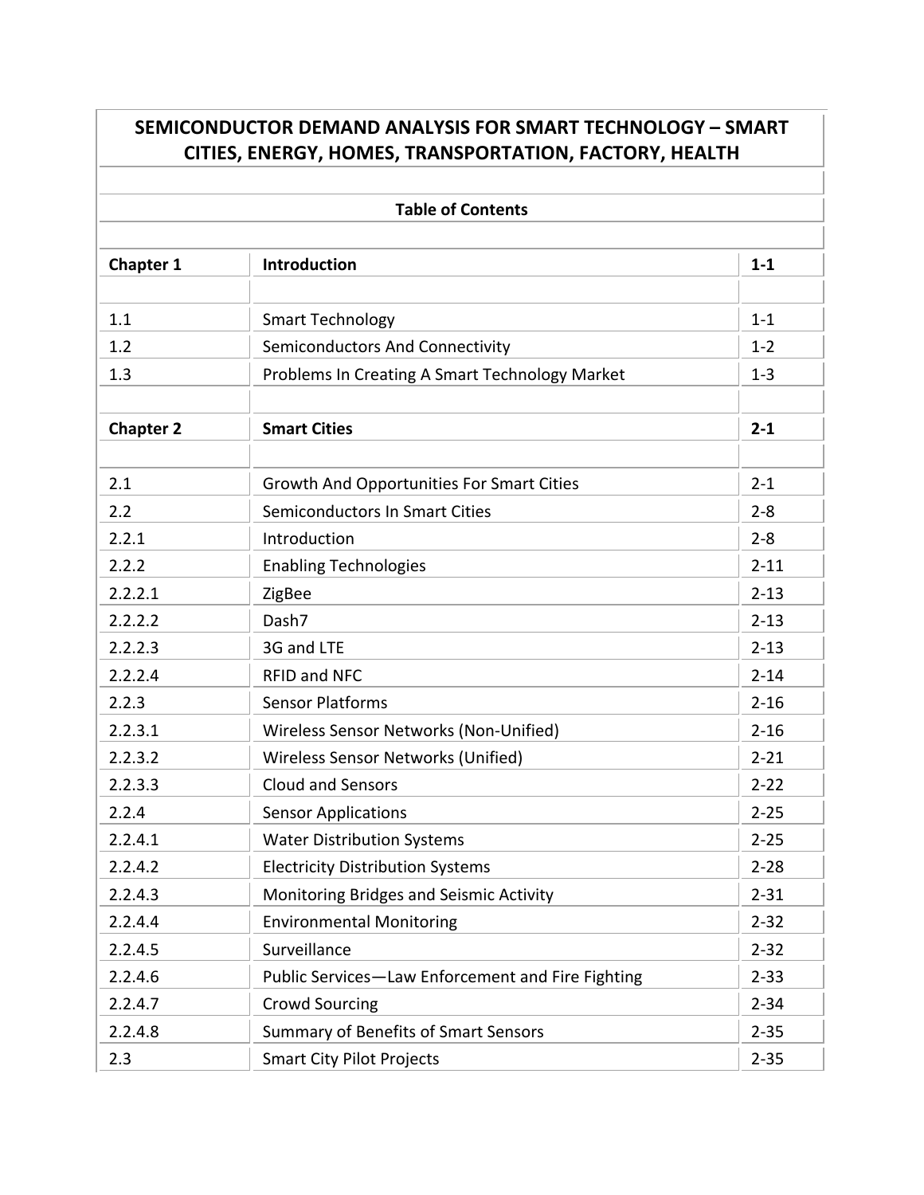# SEMICONDUCTOR DEMAND ANALYSIS FOR SMART TECHNOLOGY – SMART CITIES, ENERGY, HOMES, TRANSPORTATION, FACTORY, HEALTH

## Table of Contents

| | | |
|---|---|---|
| **Chapter 1** | **Introduction** | **1-1** |
| | | |
| 1.1 | Smart Technology | 1-1 |
| 1.2 | Semiconductors And Connectivity | 1-2 |
| 1.3 | Problems In Creating A Smart Technology Market | 1-3 |
| | | |
| **Chapter 2** | **Smart Cities** | **2-1** |
| | | |
| 2.1 | Growth And Opportunities For Smart Cities | 2-1 |
| 2.2 | Semiconductors In Smart Cities | 2-8 |
| 2.2.1 | Introduction | 2-8 |
| 2.2.2 | Enabling Technologies | 2-11 |
| 2.2.2.1 | ZigBee | 2-13 |
| 2.2.2.2 | Dash7 | 2-13 |
| 2.2.2.3 | 3G and LTE | 2-13 |
| 2.2.2.4 | RFID and NFC | 2-14 |
| 2.2.3 | Sensor Platforms | 2-16 |
| 2.2.3.1 | Wireless Sensor Networks (Non-Unified) | 2-16 |
| 2.2.3.2 | Wireless Sensor Networks (Unified) | 2-21 |
| 2.2.3.3 | Cloud and Sensors | 2-22 |
| 2.2.4 | Sensor Applications | 2-25 |
| 2.2.4.1 | Water Distribution Systems | 2-25 |
| 2.2.4.2 | Electricity Distribution Systems | 2-28 |
| 2.2.4.3 | Monitoring Bridges and Seismic Activity | 2-31 |
| 2.2.4.4 | Environmental Monitoring | 2-32 |
| 2.2.4.5 | Surveillance | 2-32 |
| 2.2.4.6 | Public Services—Law Enforcement and Fire Fighting | 2-33 |
| 2.2.4.7 | Crowd Sourcing | 2-34 |
| 2.2.4.8 | Summary of Benefits of Smart Sensors | 2-35 |
| 2.3 | Smart City Pilot Projects | 2-35 |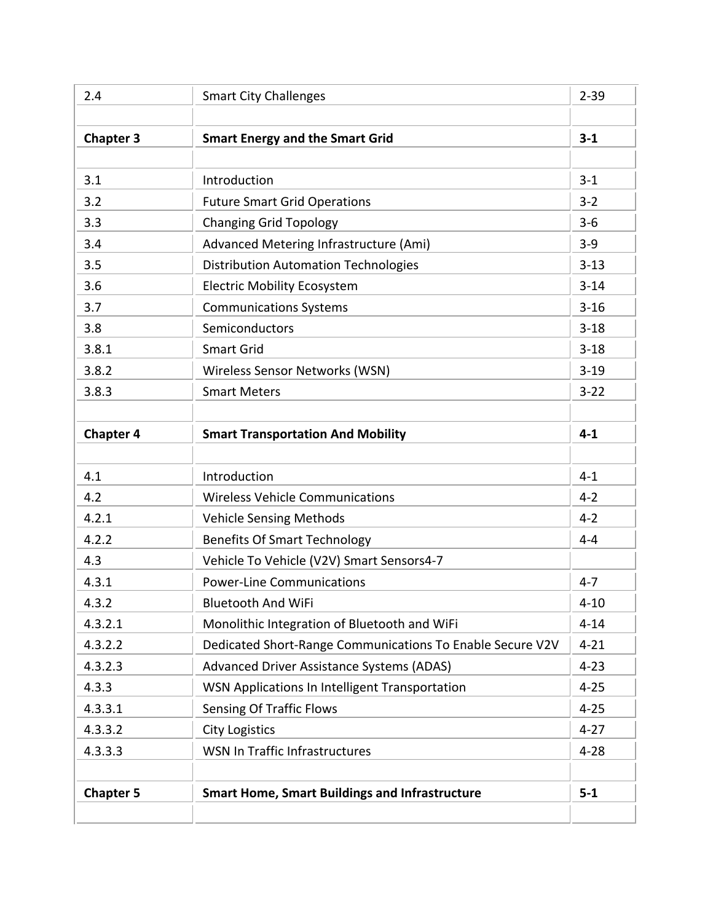| | | |
|---|---|---|
| 2.4 | Smart City Challenges | 2-39 |
| | | |
| **Chapter 3** | **Smart Energy and the Smart Grid** | **3-1** |
| | | |
| 3.1 | Introduction | 3-1 |
| 3.2 | Future Smart Grid Operations | 3-2 |
| 3.3 | Changing Grid Topology | 3-6 |
| 3.4 | Advanced Metering Infrastructure (Ami) | 3-9 |
| 3.5 | Distribution Automation Technologies | 3-13 |
| 3.6 | Electric Mobility Ecosystem | 3-14 |
| 3.7 | Communications Systems | 3-16 |
| 3.8 | Semiconductors | 3-18 |
| 3.8.1 | Smart Grid | 3-18 |
| 3.8.2 | Wireless Sensor Networks (WSN) | 3-19 |
| 3.8.3 | Smart Meters | 3-22 |
| | | |
| **Chapter 4** | **Smart Transportation And Mobility** | **4-1** |
| | | |
| 4.1 | Introduction | 4-1 |
| 4.2 | Wireless Vehicle Communications | 4-2 |
| 4.2.1 | Vehicle Sensing Methods | 4-2 |
| 4.2.2 | Benefits Of Smart Technology | 4-4 |
| 4.3 | Vehicle To Vehicle (V2V) Smart Sensors4-7 | |
| 4.3.1 | Power-Line Communications | 4-7 |
| 4.3.2 | Bluetooth And WiFi | 4-10 |
| 4.3.2.1 | Monolithic Integration of Bluetooth and WiFi | 4-14 |
| 4.3.2.2 | Dedicated Short-Range Communications To Enable Secure V2V | 4-21 |
| 4.3.2.3 | Advanced Driver Assistance Systems (ADAS) | 4-23 |
| 4.3.3 | WSN Applications In Intelligent Transportation | 4-25 |
| 4.3.3.1 | Sensing Of Traffic Flows | 4-25 |
| 4.3.3.2 | City Logistics | 4-27 |
| 4.3.3.3 | WSN In Traffic Infrastructures | 4-28 |
| | | |
| **Chapter 5** | **Smart Home, Smart Buildings and Infrastructure** | **5-1** |
| | | |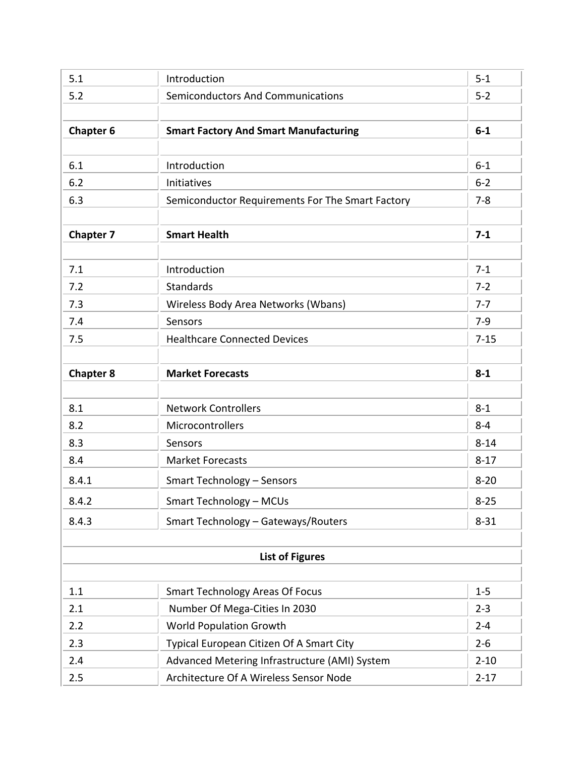| | | |
|---|---|---|
| 5.1 | Introduction | 5-1 |
| 5.2 | Semiconductors And Communications | 5-2 |
| | | |
| **Chapter 6** | **Smart Factory And Smart Manufacturing** | **6-1** |
| | | |
| 6.1 | Introduction | 6-1 |
| 6.2 | Initiatives | 6-2 |
| 6.3 | Semiconductor Requirements For The Smart Factory | 7-8 |
| | | |
| **Chapter 7** | **Smart Health** | **7-1** |
| | | |
| 7.1 | Introduction | 7-1 |
| 7.2 | Standards | 7-2 |
| 7.3 | Wireless Body Area Networks (Wbans) | 7-7 |
| 7.4 | Sensors | 7-9 |
| 7.5 | Healthcare Connected Devices | 7-15 |
| | | |
| **Chapter 8** | **Market Forecasts** | **8-1** |
| | | |
| 8.1 | Network Controllers | 8-1 |
| 8.2 | Microcontrollers | 8-4 |
| 8.3 | Sensors | 8-14 |
| 8.4 | Market Forecasts | 8-17 |
| 8.4.1 | Smart Technology – Sensors | 8-20 |
| 8.4.2 | Smart Technology – MCUs | 8-25 |
| 8.4.3 | Smart Technology – Gateways/Routers | 8-31 |
| | | |
| | **List of Figures** | |
| | | |
| 1.1 | Smart Technology Areas Of Focus | 1-5 |
| 2.1 | Number Of Mega-Cities In 2030 | 2-3 |
| 2.2 | World Population Growth | 2-4 |
| 2.3 | Typical European Citizen Of A Smart City | 2-6 |
| 2.4 | Advanced Metering Infrastructure (AMI) System | 2-10 |
| 2.5 | Architecture Of A Wireless Sensor Node | 2-17 |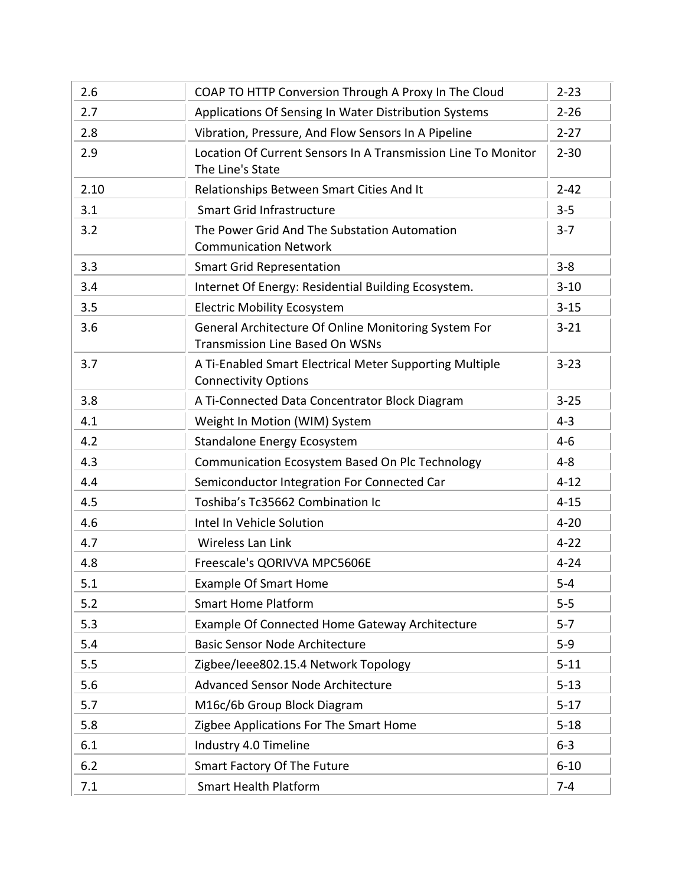| | | |
|---|---|---|
| 2.6 | COAP TO HTTP Conversion Through A Proxy In The Cloud | 2-23 |
| 2.7 | Applications Of Sensing In Water Distribution Systems | 2-26 |
| 2.8 | Vibration, Pressure, And Flow Sensors In A Pipeline | 2-27 |
| 2.9 | Location Of Current Sensors In A Transmission Line To Monitor The Line's State | 2-30 |
| 2.10 | Relationships Between Smart Cities And It | 2-42 |
| 3.1 | Smart Grid Infrastructure | 3-5 |
| 3.2 | The Power Grid And The Substation Automation Communication Network | 3-7 |
| 3.3 | Smart Grid Representation | 3-8 |
| 3.4 | Internet Of Energy: Residential Building Ecosystem. | 3-10 |
| 3.5 | Electric Mobility Ecosystem | 3-15 |
| 3.6 | General Architecture Of Online Monitoring System For Transmission Line Based On WSNs | 3-21 |
| 3.7 | A Ti-Enabled Smart Electrical Meter Supporting Multiple Connectivity Options | 3-23 |
| 3.8 | A Ti-Connected Data Concentrator Block Diagram | 3-25 |
| 4.1 | Weight In Motion (WIM) System | 4-3 |
| 4.2 | Standalone Energy Ecosystem | 4-6 |
| 4.3 | Communication Ecosystem Based On Plc Technology | 4-8 |
| 4.4 | Semiconductor Integration For Connected Car | 4-12 |
| 4.5 | Toshiba's Tc35662 Combination Ic | 4-15 |
| 4.6 | Intel In Vehicle Solution | 4-20 |
| 4.7 | Wireless Lan Link | 4-22 |
| 4.8 | Freescale's QORIVVA MPC5606E | 4-24 |
| 5.1 | Example Of Smart Home | 5-4 |
| 5.2 | Smart Home Platform | 5-5 |
| 5.3 | Example Of Connected Home Gateway Architecture | 5-7 |
| 5.4 | Basic Sensor Node Architecture | 5-9 |
| 5.5 | Zigbee/Ieee802.15.4 Network Topology | 5-11 |
| 5.6 | Advanced Sensor Node Architecture | 5-13 |
| 5.7 | M16c/6b Group Block Diagram | 5-17 |
| 5.8 | Zigbee Applications For The Smart Home | 5-18 |
| 6.1 | Industry 4.0 Timeline | 6-3 |
| 6.2 | Smart Factory Of The Future | 6-10 |
| 7.1 | Smart Health Platform | 7-4 |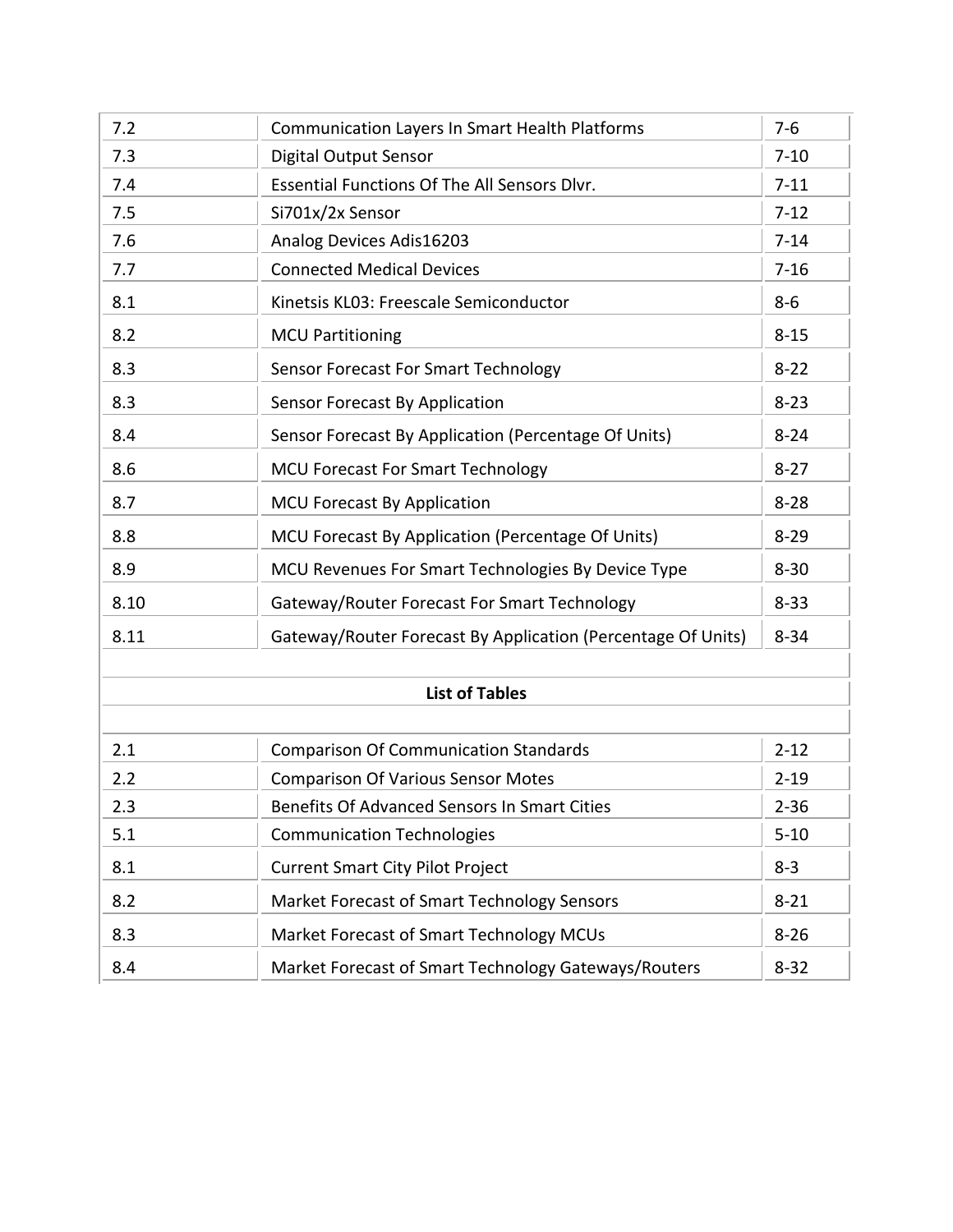| | | |
|---|---|---|
| 7.2 | Communication Layers In Smart Health Platforms | 7-6 |
| 7.3 | Digital Output Sensor | 7-10 |
| 7.4 | Essential Functions Of The All Sensors Dlvr. | 7-11 |
| 7.5 | Si701x/2x Sensor | 7-12 |
| 7.6 | Analog Devices Adis16203 | 7-14 |
| 7.7 | Connected Medical Devices | 7-16 |
| 8.1 | Kinetsis KL03: Freescale Semiconductor | 8-6 |
| 8.2 | MCU Partitioning | 8-15 |
| 8.3 | Sensor Forecast For Smart Technology | 8-22 |
| 8.3 | Sensor Forecast By Application | 8-23 |
| 8.4 | Sensor Forecast By Application (Percentage Of Units) | 8-24 |
| 8.6 | MCU Forecast For Smart Technology | 8-27 |
| 8.7 | MCU Forecast By Application | 8-28 |
| 8.8 | MCU Forecast By Application (Percentage Of Units) | 8-29 |
| 8.9 | MCU Revenues For Smart Technologies By Device Type | 8-30 |
| 8.10 | Gateway/Router Forecast For Smart Technology | 8-33 |
| 8.11 | Gateway/Router Forecast By Application (Percentage Of Units) | 8-34 |

**List of Tables**

| | | |
|---|---|---|
| 2.1 | Comparison Of Communication Standards | 2-12 |
| 2.2 | Comparison Of Various Sensor Motes | 2-19 |
| 2.3 | Benefits Of Advanced Sensors In Smart Cities | 2-36 |
| 5.1 | Communication Technologies | 5-10 |
| 8.1 | Current Smart City Pilot Project | 8-3 |
| 8.2 | Market Forecast of Smart Technology Sensors | 8-21 |
| 8.3 | Market Forecast of Smart Technology MCUs | 8-26 |
| 8.4 | Market Forecast of Smart Technology Gateways/Routers | 8-32 |